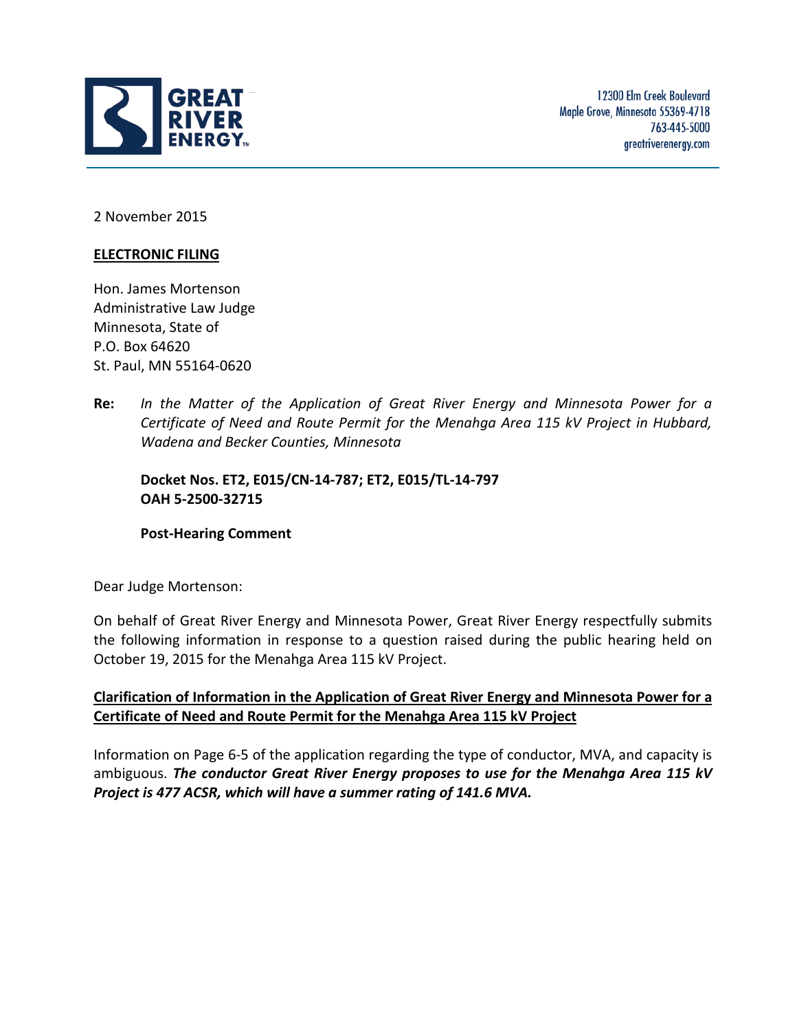GREAT RIVER ENERGY

12300 Elm Creek Boulevard
Maple Grove, Minnesota 55369-4718
763-445-5000
greatriverenergy.com

2 November 2015

**ELECTRONIC FILING**

Hon. James Mortenson
Administrative Law Judge
Minnesota, State of
P.O. Box 64620
St. Paul, MN 55164-0620

**Re:** *In the Matter of the Application of Great River Energy and Minnesota Power for a Certificate of Need and Route Permit for the Menahga Area 115 kV Project in Hubbard, Wadena and Becker Counties, Minnesota*

**Docket Nos. ET2, E015/CN-14-787; ET2, E015/TL-14-797**
**OAH 5-2500-32715**

**Post-Hearing Comment**

Dear Judge Mortenson:

On behalf of Great River Energy and Minnesota Power, Great River Energy respectfully submits the following information in response to a question raised during the public hearing held on October 19, 2015 for the Menahga Area 115 kV Project.

**Clarification of Information in the Application of Great River Energy and Minnesota Power for a Certificate of Need and Route Permit for the Menahga Area 115 kV Project**

Information on Page 6-5 of the application regarding the type of conductor, MVA, and capacity is ambiguous. ***The conductor Great River Energy proposes to use for the Menahga Area 115 kV Project is 477 ACSR, which will have a summer rating of 141.6 MVA.***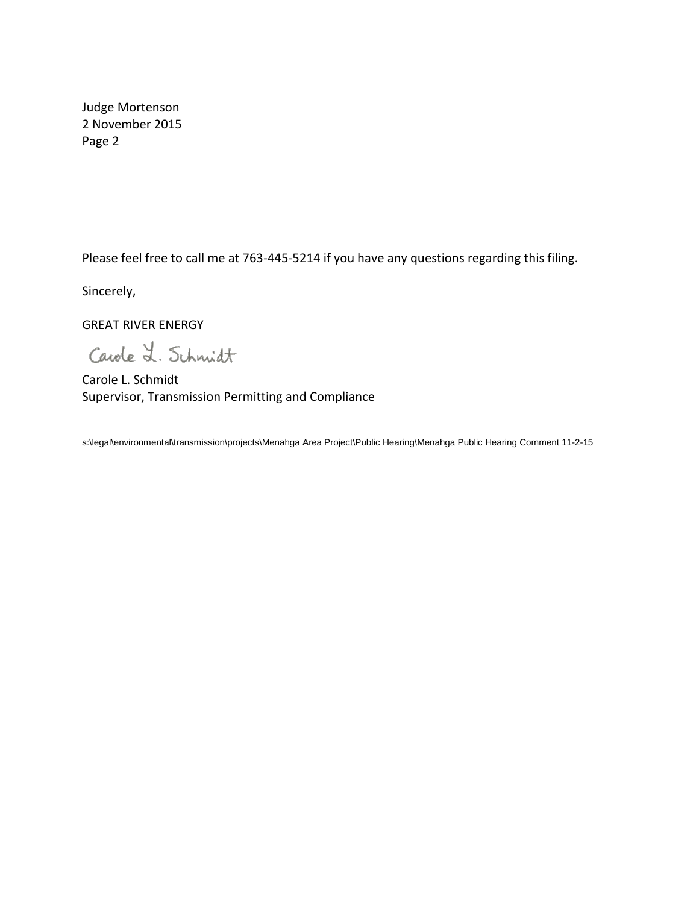Please feel free to call me at 763-445-5214 if you have any questions regarding this filing.

Sincerely,

GREAT RIVER ENERGY

Carole L. Schmidt
Supervisor, Transmission Permitting and Compliance

s:\legal\environmental\transmission\projects\Menahga Area Project\Public Hearing\Menahga Public Hearing Comment 11-2-15